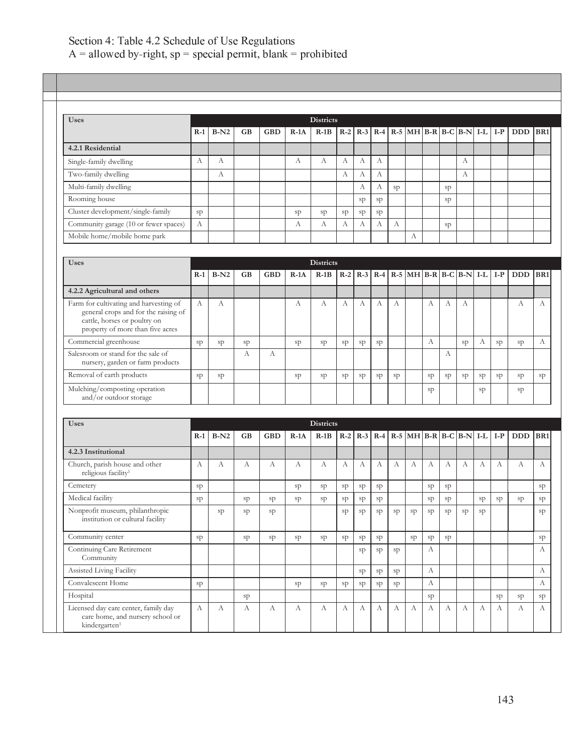Section 4: Table 4.2 Schedule of Use Regulations
A = allowed by-right, sp = special permit, blank = prohibited

| Uses | Districts | | | | | | | | | | | | | | | | | |
|---|---|---|---|---|---|---|---|---|---|---|---|---|---|---|---|---|---|---|
| | R-1 | B-N2 | GB | GBD | R-1A | R-1B | R-2 | R-3 | R-4 | R-5 | MH | B-R | B-C | B-N | I-L | I-P | DDD | BR1 |
| **4.2.1 Residential** | | | | | | | | | | | | | | | | | | |
| Single-family dwelling | A | A | | | A | A | A | A | A | | | | | A | | | | |
| Two-family dwelling | | A | | | | | A | A | A | | | | | A | | | | |
| Multi-family dwelling | | | | | | | | A | A | sp | | | sp | | | | | |
| Rooming house | | | | | | | | sp | sp | | | | sp | | | | | |
| Cluster development/single-family | sp | | | | sp | sp | sp | sp | sp | | | | | | | | | |
| Community garage (10 or fewer spaces) | A | | | | A | A | A | A | A | A | | | sp | | | | | |
| Mobile home/mobile home park | | | | | | | | | | | A | | | | | | | |

| Uses | Districts | | | | | | | | | | | | | | | | | |
|---|---|---|---|---|---|---|---|---|---|---|---|---|---|---|---|---|---|---|
| | R-1 | B-N2 | GB | GBD | R-1A | R-1B | R-2 | R-3 | R-4 | R-5 | MH | B-R | B-C | B-N | I-L | I-P | DDD | BR1 |
| **4.2.2 Agricultural and others** | | | | | | | | | | | | | | | | | | |
| Farm for cultivating and harvesting of general crops and for the raising of cattle, horses or poultry on property of more than five acres | A | A | | | A | A | A | A | A | A | | A | A | A | | | A | A |
| Commercial greenhouse | sp | sp | sp | | sp | sp | sp | sp | sp | | | A | | sp | A | sp | sp | A |
| Salesroom or stand for the sale of nursery, garden or farm products | | | A | A | | | | | | | | | A | | | | | |
| Removal of earth products | sp | sp | | | sp | sp | sp | sp | sp | sp | | sp | sp | sp | sp | sp | sp | sp |
| Mulching/composting operation and/or outdoor storage | | | | | | | | | | | | sp | | | sp | | sp | |

| Uses | Districts | | | | | | | | | | | | | | | | | |
|---|---|---|---|---|---|---|---|---|---|---|---|---|---|---|---|---|---|---|
| | R-1 | B-N2 | GB | GBD | R-1A | R-1B | R-2 | R-3 | R-4 | R-5 | MH | B-R | B-C | B-N | I-L | I-P | DDD | BR1 |
| **4.2.3 Institutional** | | | | | | | | | | | | | | | | | | |
| Church, parish house and other religious facility[1] | A | A | A | A | A | A | A | A | A | A | A | A | A | A | A | A | A | A |
| Cemetery | sp | | | | sp | sp | sp | sp | sp | | | sp | sp | | | | | sp |
| Medical facility | sp | | sp | sp | sp | sp | sp | sp | sp | | | sp | sp | | sp | sp | sp | sp |
| Nonprofit museum, philanthropic institution or cultural facility | | sp | sp | sp | | | sp | sp | sp | sp | sp | sp | sp | sp | sp | | | sp |
| Community center | sp | | sp | sp | sp | sp | sp | sp | sp | | sp | sp | sp | | | | | sp |
| Continuing Care Retirement Community | | | | | | | | sp | sp | sp | | A | | | | | | A |
| Assisted Living Facility | | | | | | | | sp | sp | sp | | A | | | | | | A |
| Convalescent Home | sp | | | | sp | sp | sp | sp | sp | sp | | A | | | | | | A |
| Hospital | | | sp | | | | | | | | | sp | | | | sp | sp | sp |
| Licensed day care center, family day care home, and nursery school or kindergarten[1] | A | A | A | A | A | A | A | A | A | A | A | A | A | A | A | A | A | A |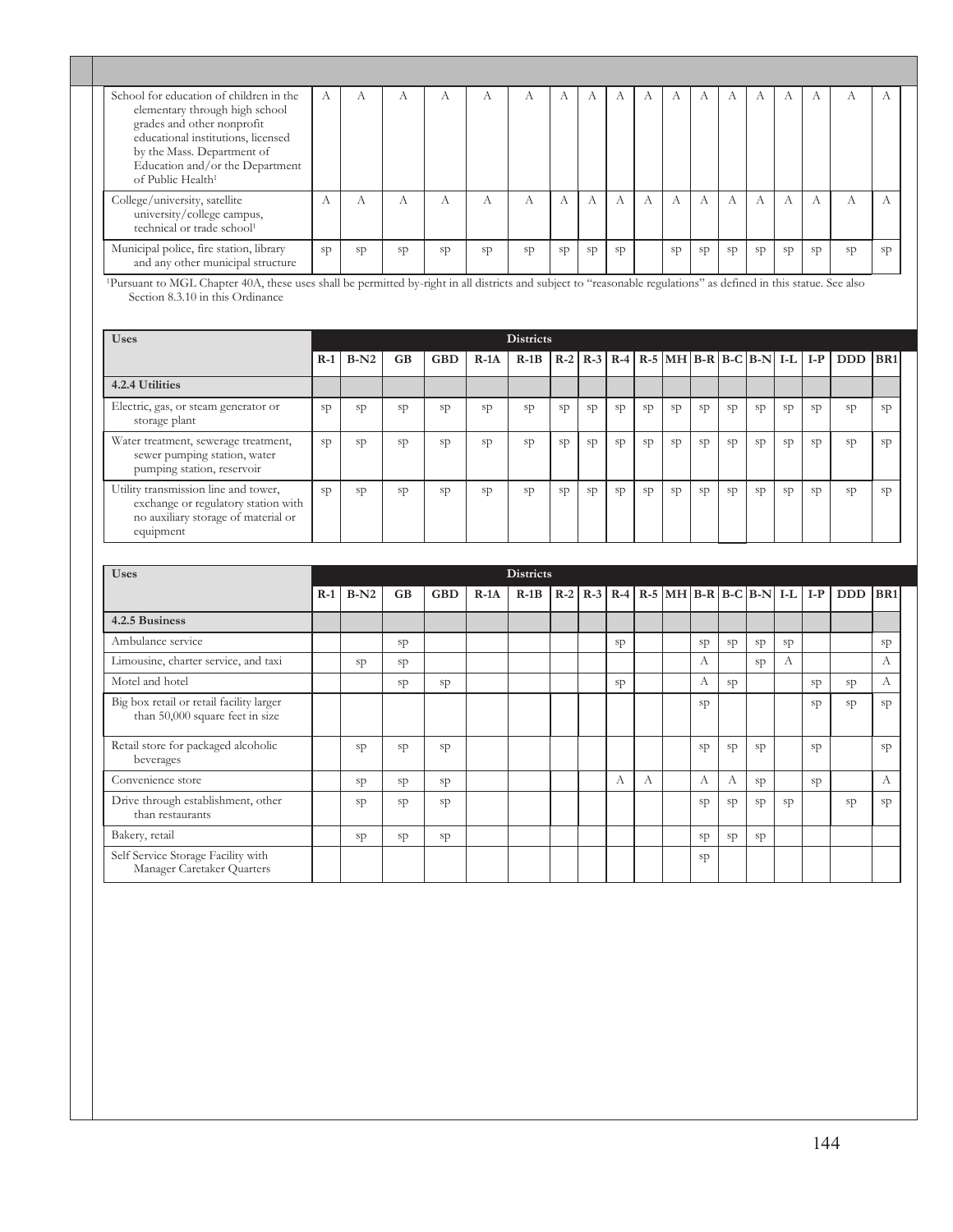| Uses | R-1 | B-N2 | GB | GBD | R-1A | R-1B | R-2 | R-3 | R-4 | R-5 | MH | B-R | B-C | B-N | I-L | I-P | DDD | BR1 |
|---|---|---|---|---|---|---|---|---|---|---|---|---|---|---|---|---|---|---|
| School for education of children in the elementary through high school grades and other nonprofit educational institutions, licensed by the Mass. Department of Education and/or the Department of Public Health[1] | A | A | A | A | A | A | A | A | A | A | A | A | A | A | A | A | A | A |
| College/university, satellite university/college campus, technical or trade school[1] | A | A | A | A | A | A | A | A | A | A | A | A | A | A | A | A | A | A |
| Municipal police, fire station, library and any other municipal structure | sp | sp | sp | sp | sp | sp | sp | sp | sp | | sp | sp | sp | sp | sp | sp | sp | sp |

[1]Pursuant to MGL Chapter 40A, these uses shall be permitted by-right in all districts and subject to "reasonable regulations" as defined in this statue. See also Section 8.3.10 in this Ordinance

| Uses | Districts | | | | | | | | | | | | | | | | | |
|---|---|---|---|---|---|---|---|---|---|---|---|---|---|---|---|---|---|---|
| | R-1 | B-N2 | GB | GBD | R-1A | R-1B | R-2 | R-3 | R-4 | R-5 | MH | B-R | B-C | B-N | I-L | I-P | DDD | BR1 |
| **4.2.4 Utilities** | | | | | | | | | | | | | | | | | | |
| Electric, gas, or steam generator or storage plant | sp | sp | sp | sp | sp | sp | sp | sp | sp | sp | sp | sp | sp | sp | sp | sp | sp | sp |
| Water treatment, sewerage treatment, sewer pumping station, water pumping station, reservoir | sp | sp | sp | sp | sp | sp | sp | sp | sp | sp | sp | sp | sp | sp | sp | sp | sp | sp |
| Utility transmission line and tower, exchange or regulatory station with no auxiliary storage of material or equipment | sp | sp | sp | sp | sp | sp | sp | sp | sp | sp | sp | sp | sp | sp | sp | sp | sp | sp |

| Uses | Districts | | | | | | | | | | | | | | | | | |
|---|---|---|---|---|---|---|---|---|---|---|---|---|---|---|---|---|---|---|
| | R-1 | B-N2 | GB | GBD | R-1A | R-1B | R-2 | R-3 | R-4 | R-5 | MH | B-R | B-C | B-N | I-L | I-P | DDD | BR1 |
| **4.2.5 Business** | | | | | | | | | | | | | | | | | | |
| Ambulance service | | | sp | | | | | | sp | | | sp | sp | sp | sp | | | sp |
| Limousine, charter service, and taxi | | sp | sp | | | | | | | | | A | | sp | A | | | A |
| Motel and hotel | | | sp | sp | | | | | sp | | | A | sp | | | sp | sp | A |
| Big box retail or retail facility larger than 50,000 square feet in size | | | | | | | | | | | | sp | | | | sp | sp | sp |
| Retail store for packaged alcoholic beverages | | sp | sp | sp | | | | | | | | sp | sp | sp | | sp | | sp |
| Convenience store | | sp | sp | sp | | | | | A | A | | A | A | sp | | sp | | A |
| Drive through establishment, other than restaurants | | sp | sp | sp | | | | | | | | sp | sp | sp | sp | | sp | sp |
| Bakery, retail | | sp | sp | sp | | | | | | | | sp | sp | sp | | | | |
| Self Service Storage Facility with Manager Caretaker Quarters | | | | | | | | | | | | sp | | | | | | |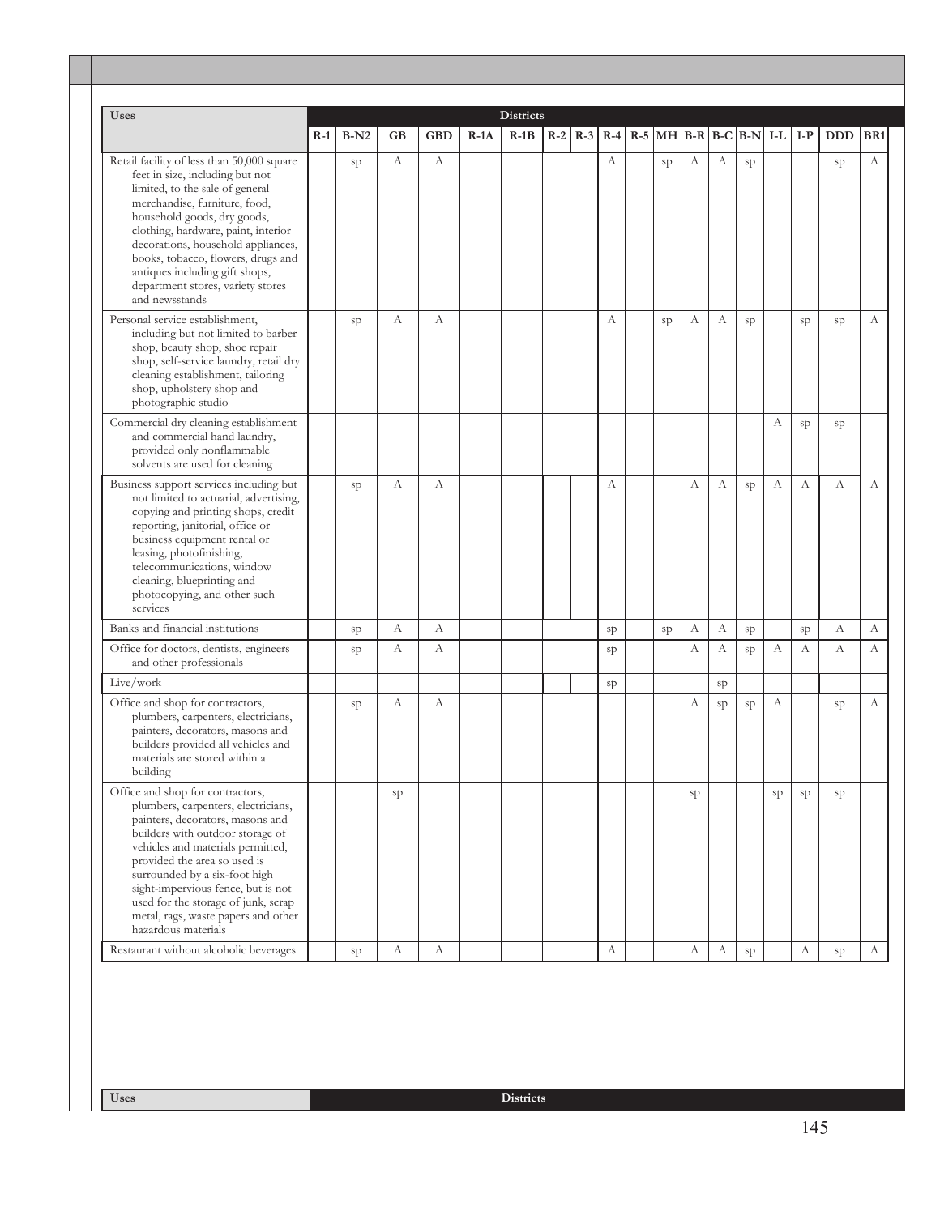| Uses | Districts | | | | | | | | | | | | | | | | | |
|---|---|---|---|---|---|---|---|---|---|---|---|---|---|---|---|---|---|---|
| | R-1 | B-N2 | GB | GBD | R-1A | R-1B | R-2 | R-3 | R-4 | R-5 | MH | B-R | B-C | B-N | I-L | I-P | DDD | BR1 |
| Retail facility of less than 50,000 square feet in size, including but not limited, to the sale of general merchandise, furniture, food, household goods, dry goods, clothing, hardware, paint, interior decorations, household appliances, books, tobacco, flowers, drugs and antiques including gift shops, department stores, variety stores and newsstands | | sp | A | A | | | | | A | | sp | A | A | sp | | | sp | A |
| Personal service establishment, including but not limited to barber shop, beauty shop, shoe repair shop, self-service laundry, retail dry cleaning establishment, tailoring shop, upholstery shop and photographic studio | | sp | A | A | | | | | A | | sp | A | A | sp | | sp | sp | A |
| Commercial dry cleaning establishment and commercial hand laundry, provided only nonflammable solvents are used for cleaning | | | | | | | | | | | | | | | A | sp | sp | |
| Business support services including but not limited to actuarial, advertising, copying and printing shops, credit reporting, janitorial, office or business equipment rental or leasing, photofinishing, telecommunications, window cleaning, blueprinting and photocopying, and other such services | | sp | A | A | | | | | A | | | A | A | sp | A | A | A | A |
| Banks and financial institutions | | sp | A | A | | | | | sp | | sp | A | A | sp | | sp | A | A |
| Office for doctors, dentists, engineers and other professionals | | sp | A | A | | | | | sp | | | A | A | sp | A | A | A | A |
| Live/work | | | | | | | | | sp | | | | sp | | | | | |
| Office and shop for contractors, plumbers, carpenters, electricians, painters, decorators, masons and builders provided all vehicles and materials are stored within a building | | sp | A | A | | | | | | | | A | sp | sp | A | | sp | A |
| Office and shop for contractors, plumbers, carpenters, electricians, painters, decorators, masons and builders with outdoor storage of vehicles and materials permitted, provided the area so used is surrounded by a six-foot high sight-impervious fence, but is not used for the storage of junk, scrap metal, rags, waste papers and other hazardous materials | | | sp | | | | | | | | | sp | | | sp | sp | sp | |
| Restaurant without alcoholic beverages | | sp | A | A | | | | | A | | | A | A | sp | | A | sp | A |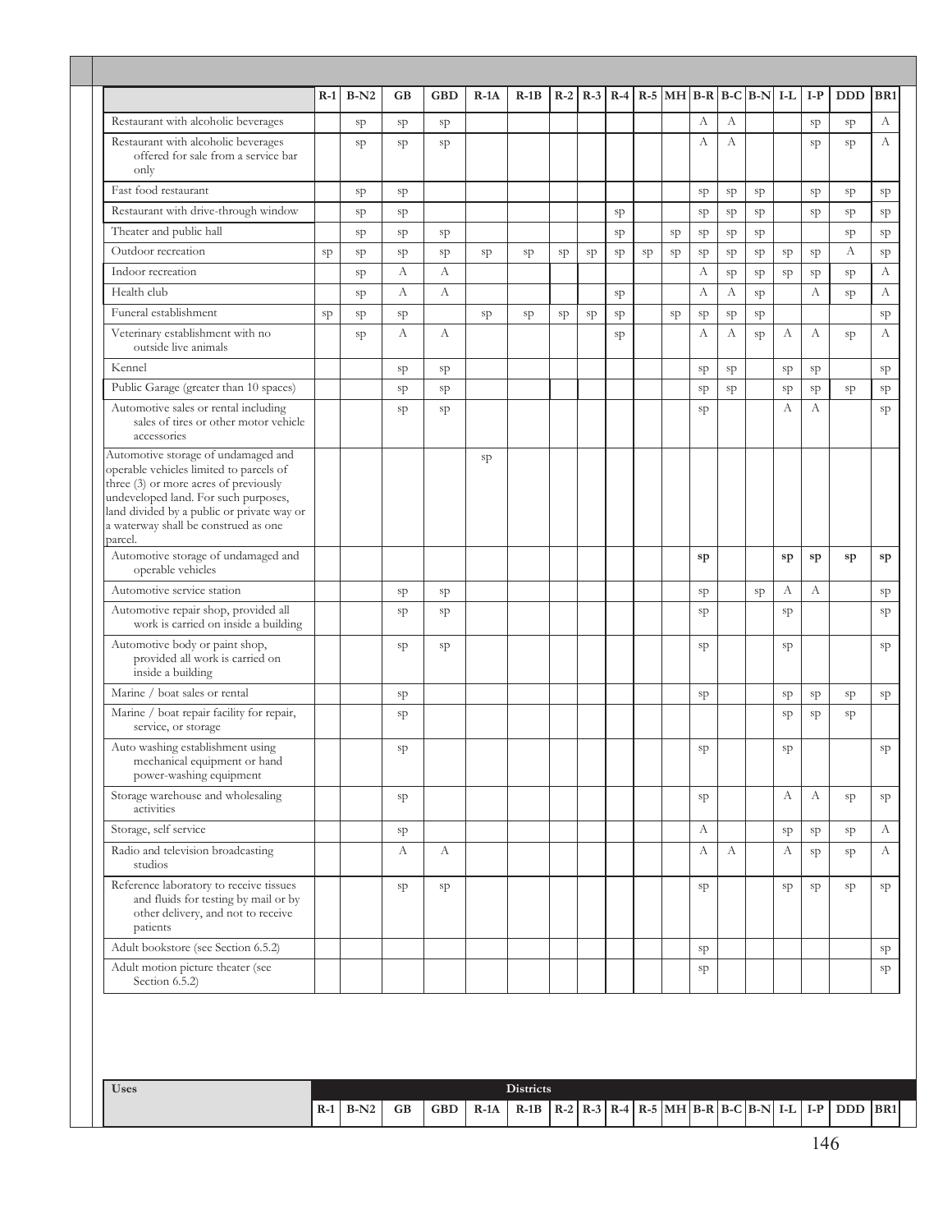| | R-1 | B-N2 | GB | GBD | R-1A | R-1B | R-2 | R-3 | R-4 | R-5 | MH | B-R | B-C | B-N | I-L | I-P | DDD | BR1 |
|---|---|---|---|---|---|---|---|---|---|---|---|---|---|---|---|---|---|---|
| Restaurant with alcoholic beverages | | sp | sp | sp | | | | | | | | A | A | | | sp | sp | A |
| Restaurant with alcoholic beverages offered for sale from a service bar only | | sp | sp | sp | | | | | | | | A | A | | | sp | sp | A |
| Fast food restaurant | | sp | sp | | | | | | | | | sp | sp | sp | | sp | sp | sp |
| Restaurant with drive-through window | | sp | sp | | | | | | sp | | | sp | sp | sp | | sp | sp | sp |
| Theater and public hall | | sp | sp | sp | | | | | sp | | sp | sp | sp | sp | | | sp | sp |
| Outdoor recreation | sp | sp | sp | sp | sp | sp | sp | sp | sp | sp | sp | sp | sp | sp | sp | sp | A | sp |
| Indoor recreation | | sp | A | A | | | | | | | | A | sp | sp | sp | sp | sp | A |
| Health club | | sp | A | A | | | | | sp | | | A | A | sp | | A | sp | A |
| Funeral establishment | sp | sp | sp | | sp | sp | sp | sp | sp | | sp | sp | sp | sp | | | | sp |
| Veterinary establishment with no outside live animals | | sp | A | A | | | | | sp | | | A | A | sp | A | A | sp | A |
| Kennel | | | sp | sp | | | | | | | | sp | sp | | sp | sp | | sp |
| Public Garage (greater than 10 spaces) | | | sp | sp | | | | | | | | sp | sp | | sp | sp | sp | sp |
| Automotive sales or rental including sales of tires or other motor vehicle accessories | | | sp | sp | | | | | | | | sp | | | A | A | | sp |
| Automotive storage of undamaged and operable vehicles limited to parcels of three (3) or more acres of previously undeveloped land. For such purposes, land divided by a public or private way or a waterway shall be construed as one parcel. | | | | | sp | | | | | | | | | | | | | |
| Automotive storage of undamaged and operable vehicles | | | | | | | | | | | | **sp** | | | **sp** | **sp** | **sp** | **sp** |
| Automotive service station | | | sp | sp | | | | | | | | sp | | sp | A | A | | sp |
| Automotive repair shop, provided all work is carried on inside a building | | | sp | sp | | | | | | | | sp | | | sp | | | sp |
| Automotive body or paint shop, provided all work is carried on inside a building | | | sp | sp | | | | | | | | sp | | | sp | | | sp |
| Marine / boat sales or rental | | | sp | | | | | | | | | sp | | | sp | sp | sp | sp |
| Marine / boat repair facility for repair, service, or storage | | | sp | | | | | | | | | | | | sp | sp | sp | |
| Auto washing establishment using mechanical equipment or hand power-washing equipment | | | sp | | | | | | | | | sp | | | sp | | | sp |
| Storage warehouse and wholesaling activities | | | sp | | | | | | | | | sp | | | A | A | sp | sp |
| Storage, self service | | | sp | | | | | | | | | A | | | sp | sp | sp | A |
| Radio and television broadcasting studios | | | A | A | | | | | | | | A | A | | A | sp | sp | A |
| Reference laboratory to receive tissues and fluids for testing by mail or by other delivery, and not to receive patients | | | sp | sp | | | | | | | | sp | | | sp | sp | sp | sp |
| Adult bookstore (see Section 6.5.2) | | | | | | | | | | | | sp | | | | | | sp |
| Adult motion picture theater (see Section 6.5.2) | | | | | | | | | | | | sp | | | | | | sp |

| Uses | Districts | | | | | | | | | | | | | | | | | |
|---|---|---|---|---|---|---|---|---|---|---|---|---|---|---|---|---|---|---|
| | R-1 | B-N2 | GB | GBD | R-1A | R-1B | R-2 | R-3 | R-4 | R-5 | MH | B-R | B-C | B-N | I-L | I-P | DDD | BR1 |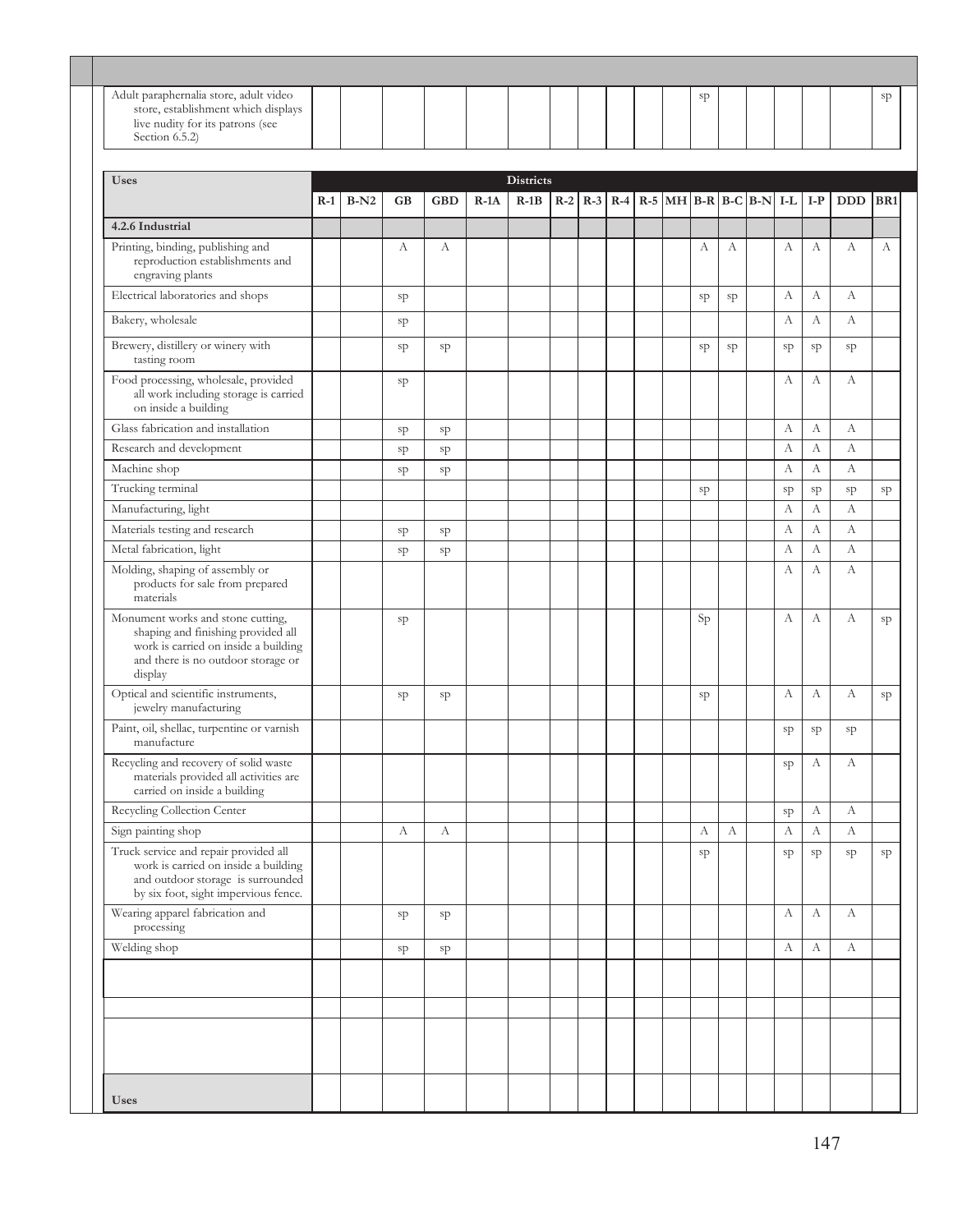| | | | | | | | | | | | | | | | | | | |
|---|---|---|---|---|---|---|---|---|---|---|---|---|---|---|---|---|---|---|
| Adult paraphernalia store, adult video store, establishment which displays live nudity for its patrons (see Section 6.5.2) | | | | | | | | | | | | sp | | | | | | sp |

| Uses | Districts | | | | | | | | | | | | | | | | | |
|---|---|---|---|---|---|---|---|---|---|---|---|---|---|---|---|---|---|---|
| | R-1 | B-N2 | GB | GBD | R-1A | R-1B | R-2 | R-3 | R-4 | R-5 | MH | B-R | B-C | B-N | I-L | I-P | DDD | BR1 |
| **4.2.6 Industrial** | | | | | | | | | | | | | | | | | | |
| Printing, binding, publishing and reproduction establishments and engraving plants | | | A | A | | | | | | | | A | A | | A | A | A | A |
| Electrical laboratories and shops | | | sp | | | | | | | | | sp | sp | | A | A | A | |
| Bakery, wholesale | | | sp | | | | | | | | | | | | A | A | A | |
| Brewery, distillery or winery with tasting room | | | sp | sp | | | | | | | | sp | sp | | sp | sp | sp | |
| Food processing, wholesale, provided all work including storage is carried on inside a building | | | sp | | | | | | | | | | | | A | A | A | |
| Glass fabrication and installation | | | sp | sp | | | | | | | | | | | A | A | A | |
| Research and development | | | sp | sp | | | | | | | | | | | A | A | A | |
| Machine shop | | | sp | sp | | | | | | | | | | | A | A | A | |
| Trucking terminal | | | | | | | | | | | | sp | | | sp | sp | sp | sp |
| Manufacturing, light | | | | | | | | | | | | | | | A | A | A | |
| Materials testing and research | | | sp | sp | | | | | | | | | | | A | A | A | |
| Metal fabrication, light | | | sp | sp | | | | | | | | | | | A | A | A | |
| Molding, shaping of assembly or products for sale from prepared materials | | | | | | | | | | | | | | | A | A | A | |
| Monument works and stone cutting, shaping and finishing provided all work is carried on inside a building and there is no outdoor storage or display | | | sp | | | | | | | | | Sp | | | A | A | A | sp |
| Optical and scientific instruments, jewelry manufacturing | | | sp | sp | | | | | | | | sp | | | A | A | A | sp |
| Paint, oil, shellac, turpentine or varnish manufacture | | | | | | | | | | | | | | | sp | sp | sp | |
| Recycling and recovery of solid waste materials provided all activities are carried on inside a building | | | | | | | | | | | | | | | sp | A | A | |
| Recycling Collection Center | | | | | | | | | | | | | | | sp | A | A | |
| Sign painting shop | | | A | A | | | | | | | | A | A | | A | A | A | |
| Truck service and repair provided all work is carried on inside a building and outdoor storage is surrounded by six foot, sight impervious fence. | | | | | | | | | | | | sp | | | sp | sp | sp | sp |
| Wearing apparel fabrication and processing | | | sp | sp | | | | | | | | | | | A | A | A | |
| Welding shop | | | sp | sp | | | | | | | | | | | A | A | A | |
| | | | | | | | | | | | | | | | | | | |
| | | | | | | | | | | | | | | | | | | |
| | | | | | | | | | | | | | | | | | | |
| **Uses** | | | | | | | | | | | | | | | | | | |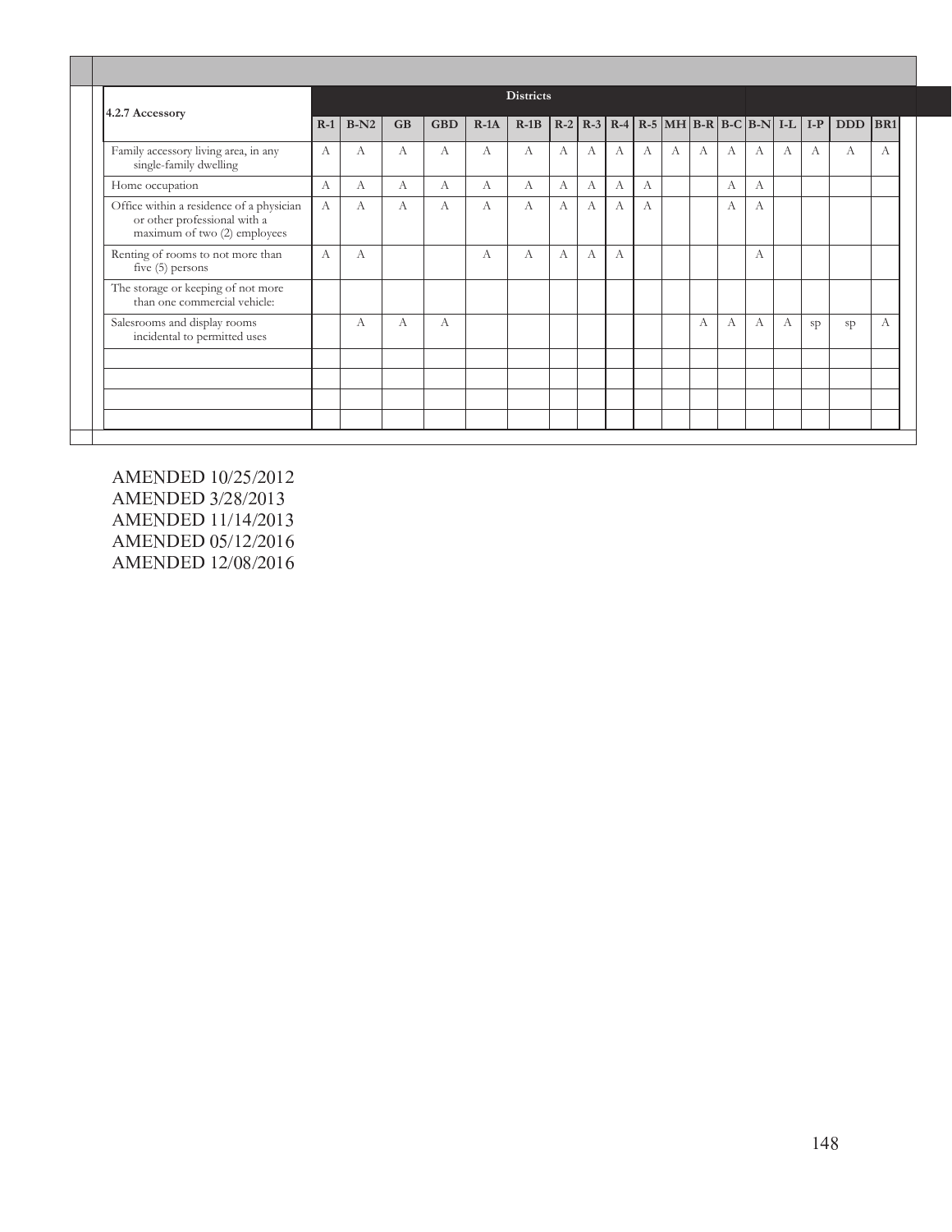| 4.2.7 Accessory | Districts | | | | | | | | | | | | | | | | | |
|---|---|---|---|---|---|---|---|---|---|---|---|---|---|---|---|---|---|---|
| | **R-1** | **B-N2** | **GB** | **GBD** | **R-1A** | **R-1B** | **R-2** | **R-3** | **R-4** | **R-5** | **MH** | **B-R** | **B-C** | **B-N** | **I-L** | **I-P** | **DDD** | **BR1** |
| Family accessory living area, in any single-family dwelling | A | A | A | A | A | A | A | A | A | A | A | A | A | A | A | A | A | A |
| Home occupation | A | A | A | A | A | A | A | A | A | A | | | A | A | | | | |
| Office within a residence of a physician or other professional with a maximum of two (2) employees | A | A | A | A | A | A | A | A | A | A | | | A | A | | | | |
| Renting of rooms to not more than five (5) persons | A | A | | | A | A | A | A | A | | | | | A | | | | |
| The storage or keeping of not more than one commercial vehicle: | | | | | | | | | | | | | | | | | | |
| Salesrooms and display rooms incidental to permitted uses | | A | A | A | | | | | | | | A | A | A | A | sp | sp | A |
| | | | | | | | | | | | | | | | | | | |
| | | | | | | | | | | | | | | | | | | |
| | | | | | | | | | | | | | | | | | | |
| | | | | | | | | | | | | | | | | | | |

AMENDED 10/25/2012
AMENDED 3/28/2013
AMENDED 11/14/2013
AMENDED 05/12/2016
AMENDED 12/08/2016